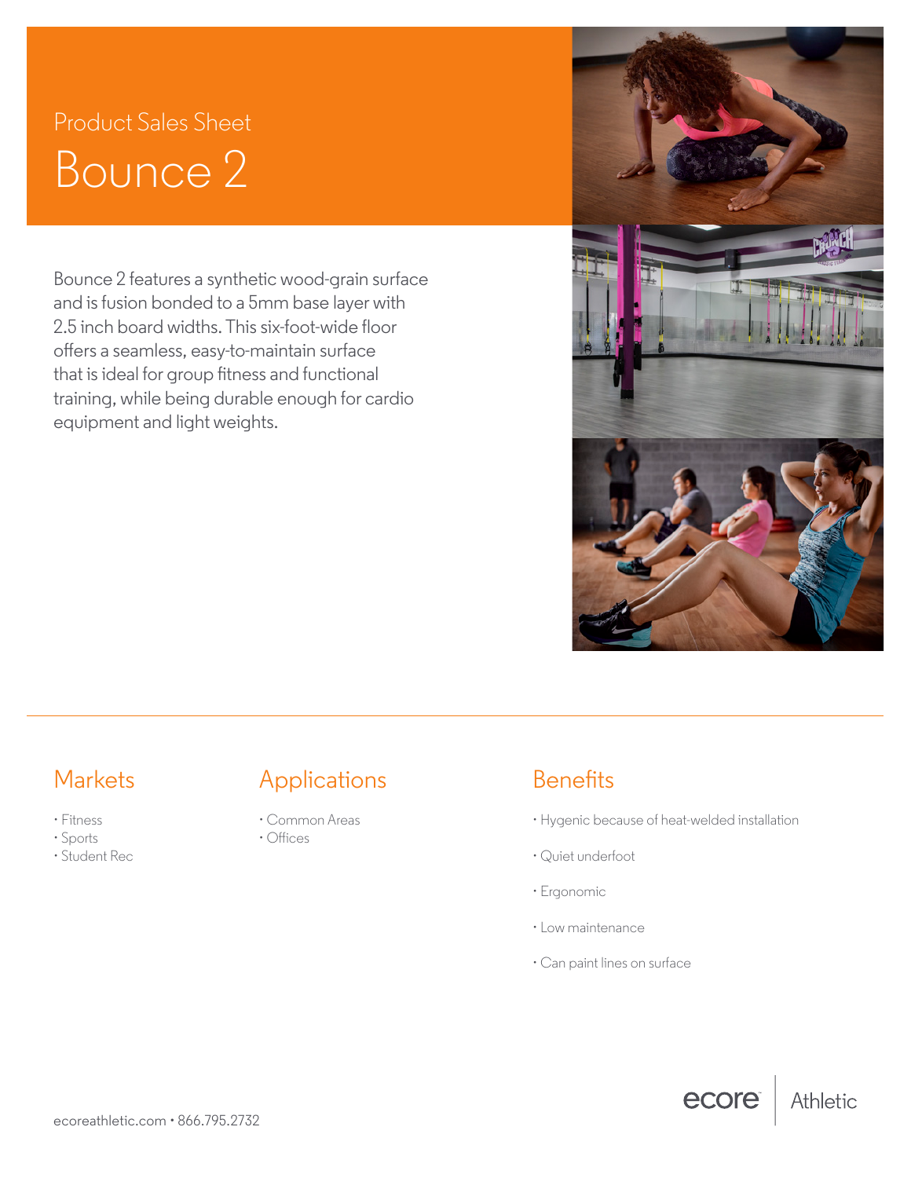Product Sales Sheet

# Bounce 2

Bounce 2 features a synthetic wood-grain surface and is fusion bonded to a 5mm base layer with 2.5 inch board widths. This six-foot-wide floor offers a seamless, easy-to-maintain surface that is ideal for group fitness and functional training, while being durable enough for cardio equipment and light weights.

## Markets

- Fitness
- Sports
- Student Rec

## Applications

- Common Areas
- Offices

## Benefits

- Hygenic because of heat-welded installation
- Quiet underfoot
- Ergonomic
- Low maintenance
- Can paint lines on surface

ecoreathletic.com • 866.795.2732

ecore | Athletic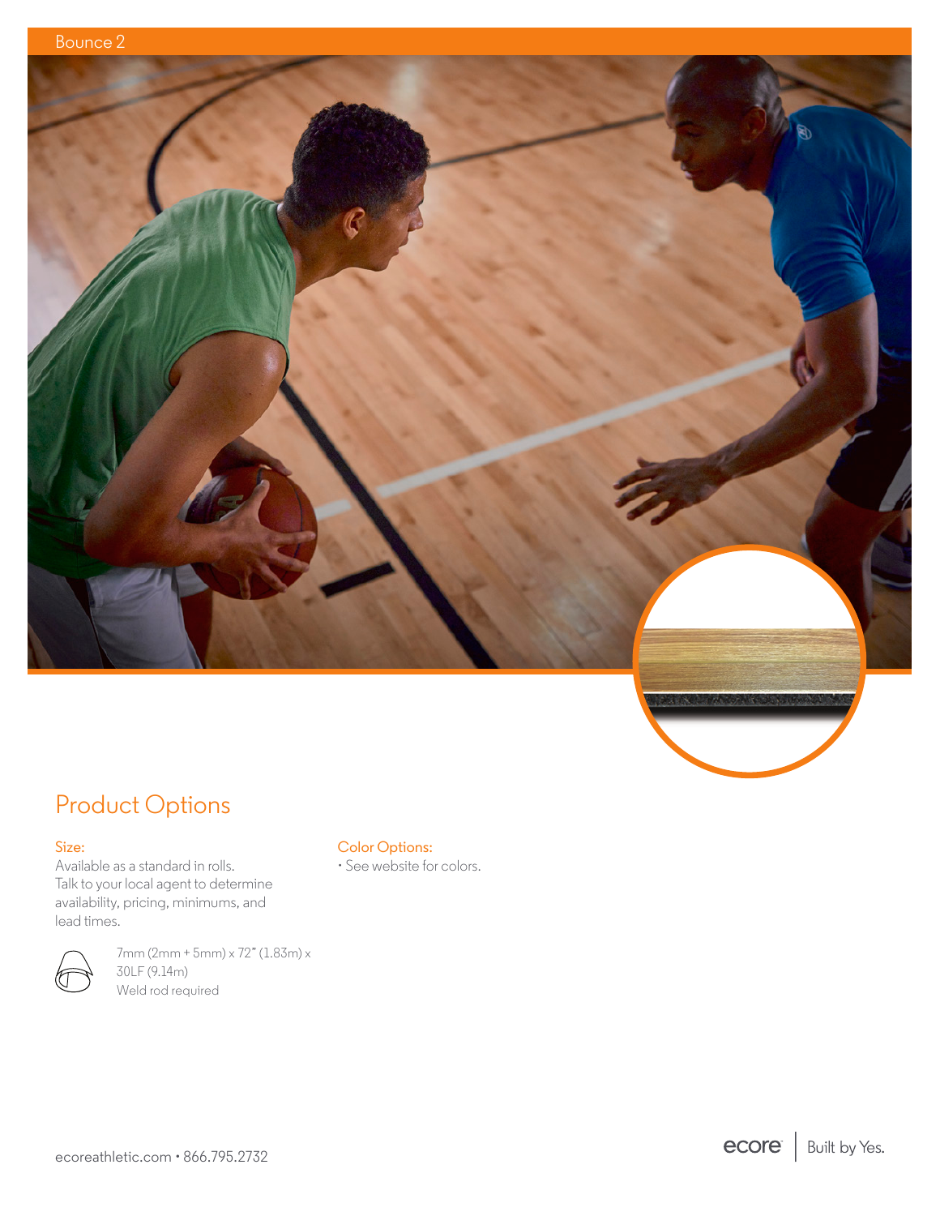Bounce 2

## Product Options

### Size:

Available as a standard in rolls.
Talk to your local agent to determine availability, pricing, minimums, and lead times.

7mm (2mm + 5mm) x 72" (1.83m) x 30LF (9.14m)
Weld rod required

### Color Options:

- See website for colors.

ecoreathletic.com • 866.795.2732

ecore | Built by Yes.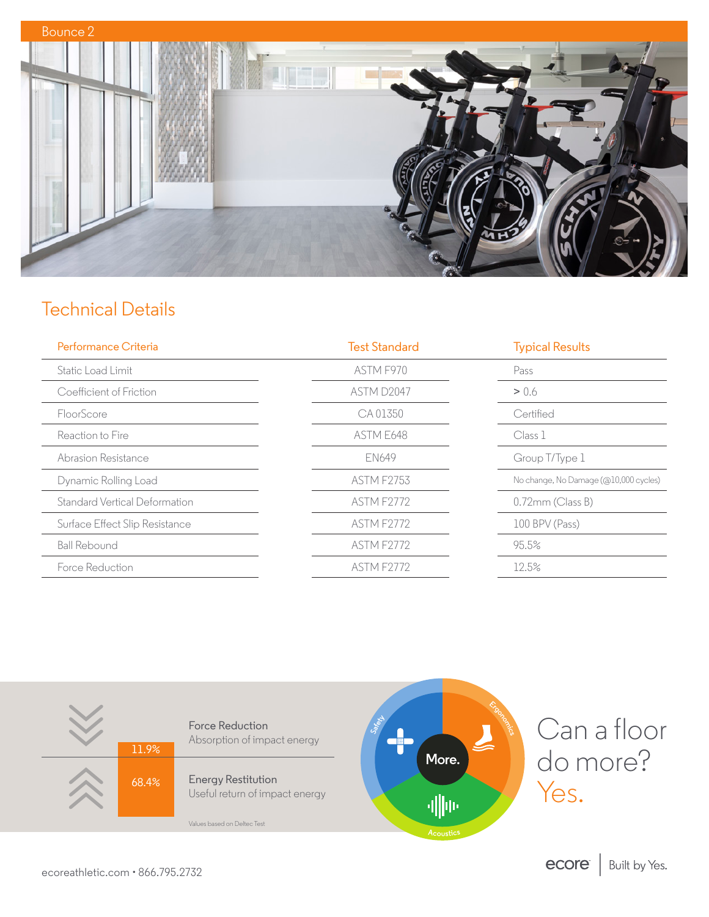Bounce 2

## Technical Details

| Performance Criteria | Test Standard | Typical Results |
|---|---|---|
| Static Load Limit | ASTM F970 | Pass |
| Coefficient of Friction | ASTM D2047 | > 0.6 |
| FloorScore | CA 01350 | Certified |
| Reaction to Fire | ASTM E648 | Class 1 |
| Abrasion Resistance | EN649 | Group T/Type 1 |
| Dynamic Rolling Load | ASTM F2753 | No change, No Damage (@10,000 cycles) |
| Standard Vertical Deformation | ASTM F2772 | 0.72mm (Class B) |
| Surface Effect Slip Resistance | ASTM F2772 | 100 BPV (Pass) |
| Ball Rebound | ASTM F2772 | 95.5% |
| Force Reduction | ASTM F2772 | 12.5% |

11.9%

**Force Reduction**
Absorption of impact energy

68.4%

**Energy Restitution**
Useful return of impact energy

Values based on Deltec Test

Safety
Ergonomics
Acoustics
More.

Can a floor do more? Yes.

ecoreathletic.com • 866.795.2732

ecore | Built by Yes.